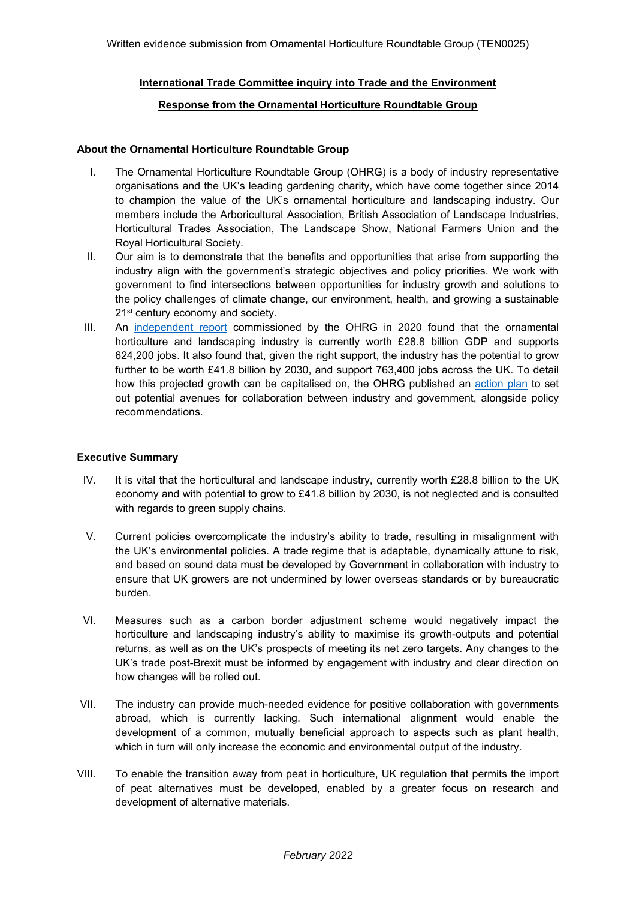Written evidence submission from Ornamental Horticulture Roundtable Group (TEN0025)

**International Trade Committee inquiry into Trade and the Environment**

**Response from the Ornamental Horticulture Roundtable Group**

### About the Ornamental Horticulture Roundtable Group

I. The Ornamental Horticulture Roundtable Group (OHRG) is a body of industry representative organisations and the UK's leading gardening charity, which have come together since 2014 to champion the value of the UK's ornamental horticulture and landscaping industry. Our members include the Arboricultural Association, British Association of Landscape Industries, Horticultural Trades Association, The Landscape Show, National Farmers Union and the Royal Horticultural Society.

II. Our aim is to demonstrate that the benefits and opportunities that arise from supporting the industry align with the government's strategic objectives and policy priorities. We work with government to find intersections between opportunities for industry growth and solutions to the policy challenges of climate change, our environment, health, and growing a sustainable 21st century economy and society.

III. An independent report commissioned by the OHRG in 2020 found that the ornamental horticulture and landscaping industry is currently worth £28.8 billion GDP and supports 624,200 jobs. It also found that, given the right support, the industry has the potential to grow further to be worth £41.8 billion by 2030, and support 763,400 jobs across the UK. To detail how this projected growth can be capitalised on, the OHRG published an action plan to set out potential avenues for collaboration between industry and government, alongside policy recommendations.

### Executive Summary

IV. It is vital that the horticultural and landscape industry, currently worth £28.8 billion to the UK economy and with potential to grow to £41.8 billion by 2030, is not neglected and is consulted with regards to green supply chains.

V. Current policies overcomplicate the industry's ability to trade, resulting in misalignment with the UK's environmental policies. A trade regime that is adaptable, dynamically attune to risk, and based on sound data must be developed by Government in collaboration with industry to ensure that UK growers are not undermined by lower overseas standards or by bureaucratic burden.

VI. Measures such as a carbon border adjustment scheme would negatively impact the horticulture and landscaping industry's ability to maximise its growth-outputs and potential returns, as well as on the UK's prospects of meeting its net zero targets. Any changes to the UK's trade post-Brexit must be informed by engagement with industry and clear direction on how changes will be rolled out.

VII. The industry can provide much-needed evidence for positive collaboration with governments abroad, which is currently lacking. Such international alignment would enable the development of a common, mutually beneficial approach to aspects such as plant health, which in turn will only increase the economic and environmental output of the industry.

VIII. To enable the transition away from peat in horticulture, UK regulation that permits the import of peat alternatives must be developed, enabled by a greater focus on research and development of alternative materials.

*February 2022*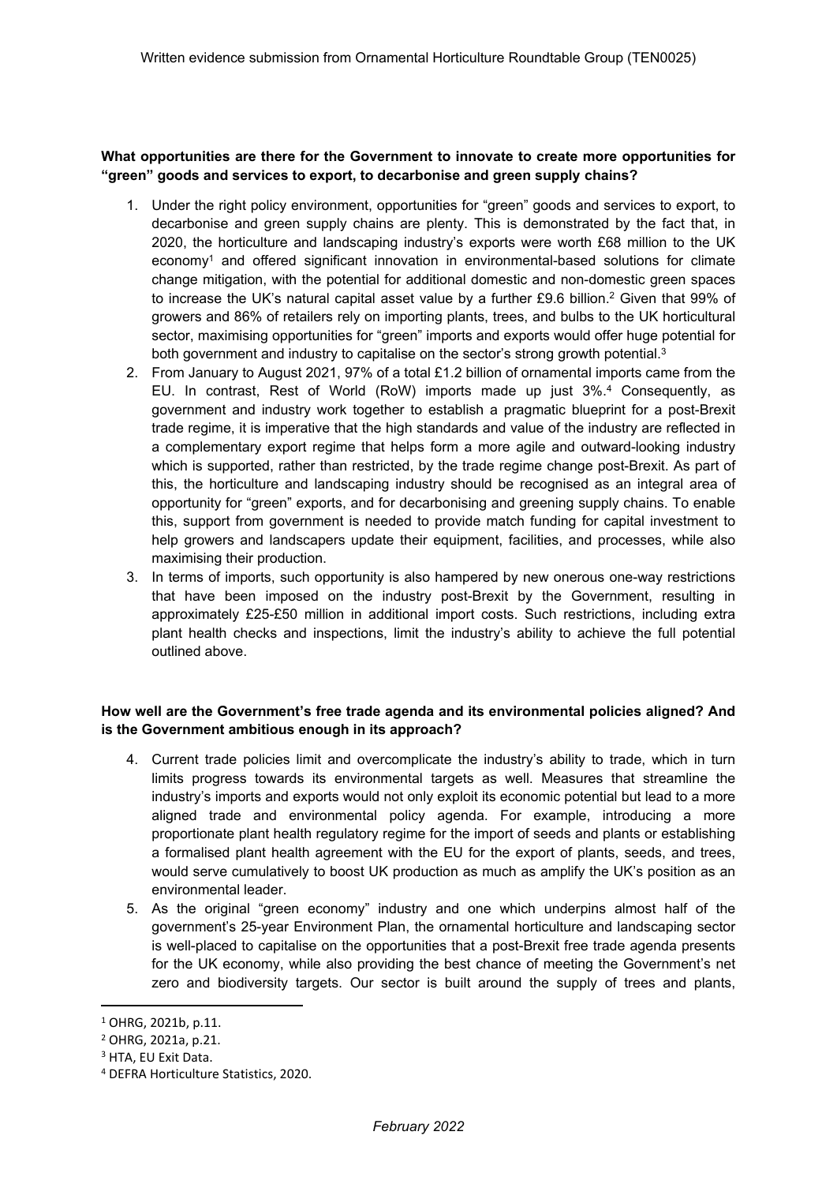**What opportunities are there for the Government to innovate to create more opportunities for "green" goods and services to export, to decarbonise and green supply chains?**

1. Under the right policy environment, opportunities for "green" goods and services to export, to decarbonise and green supply chains are plenty. This is demonstrated by the fact that, in 2020, the horticulture and landscaping industry's exports were worth £68 million to the UK economy[1] and offered significant innovation in environmental-based solutions for climate change mitigation, with the potential for additional domestic and non-domestic green spaces to increase the UK's natural capital asset value by a further £9.6 billion.[2] Given that 99% of growers and 86% of retailers rely on importing plants, trees, and bulbs to the UK horticultural sector, maximising opportunities for "green" imports and exports would offer huge potential for both government and industry to capitalise on the sector's strong growth potential.[3]
2. From January to August 2021, 97% of a total £1.2 billion of ornamental imports came from the EU. In contrast, Rest of World (RoW) imports made up just 3%.[4] Consequently, as government and industry work together to establish a pragmatic blueprint for a post-Brexit trade regime, it is imperative that the high standards and value of the industry are reflected in a complementary export regime that helps form a more agile and outward-looking industry which is supported, rather than restricted, by the trade regime change post-Brexit. As part of this, the horticulture and landscaping industry should be recognised as an integral area of opportunity for "green" exports, and for decarbonising and greening supply chains. To enable this, support from government is needed to provide match funding for capital investment to help growers and landscapers update their equipment, facilities, and processes, while also maximising their production.
3. In terms of imports, such opportunity is also hampered by new onerous one-way restrictions that have been imposed on the industry post-Brexit by the Government, resulting in approximately £25-£50 million in additional import costs. Such restrictions, including extra plant health checks and inspections, limit the industry's ability to achieve the full potential outlined above.

**How well are the Government's free trade agenda and its environmental policies aligned? And is the Government ambitious enough in its approach?**

4. Current trade policies limit and overcomplicate the industry's ability to trade, which in turn limits progress towards its environmental targets as well. Measures that streamline the industry's imports and exports would not only exploit its economic potential but lead to a more aligned trade and environmental policy agenda. For example, introducing a more proportionate plant health regulatory regime for the import of seeds and plants or establishing a formalised plant health agreement with the EU for the export of plants, seeds, and trees, would serve cumulatively to boost UK production as much as amplify the UK's position as an environmental leader.
5. As the original "green economy" industry and one which underpins almost half of the government's 25-year Environment Plan, the ornamental horticulture and landscaping sector is well-placed to capitalise on the opportunities that a post-Brexit free trade agenda presents for the UK economy, while also providing the best chance of meeting the Government's net zero and biodiversity targets. Our sector is built around the supply of trees and plants,

---

[1] OHRG, 2021b, p.11.

[2] OHRG, 2021a, p.21.

[3] HTA, EU Exit Data.

[4] DEFRA Horticulture Statistics, 2020.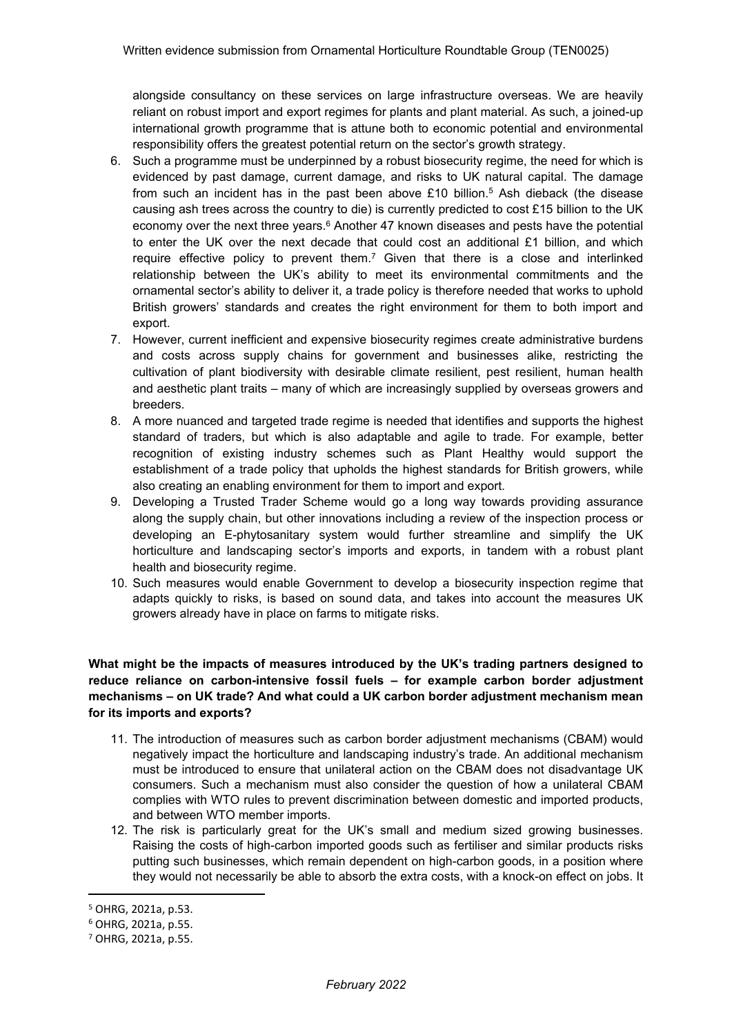alongside consultancy on these services on large infrastructure overseas. We are heavily reliant on robust import and export regimes for plants and plant material. As such, a joined-up international growth programme that is attune both to economic potential and environmental responsibility offers the greatest potential return on the sector's growth strategy.

6. Such a programme must be underpinned by a robust biosecurity regime, the need for which is evidenced by past damage, current damage, and risks to UK natural capital. The damage from such an incident has in the past been above £10 billion.[5] Ash dieback (the disease causing ash trees across the country to die) is currently predicted to cost £15 billion to the UK economy over the next three years.[6] Another 47 known diseases and pests have the potential to enter the UK over the next decade that could cost an additional £1 billion, and which require effective policy to prevent them.[7] Given that there is a close and interlinked relationship between the UK's ability to meet its environmental commitments and the ornamental sector's ability to deliver it, a trade policy is therefore needed that works to uphold British growers' standards and creates the right environment for them to both import and export.
7. However, current inefficient and expensive biosecurity regimes create administrative burdens and costs across supply chains for government and businesses alike, restricting the cultivation of plant biodiversity with desirable climate resilient, pest resilient, human health and aesthetic plant traits – many of which are increasingly supplied by overseas growers and breeders.
8. A more nuanced and targeted trade regime is needed that identifies and supports the highest standard of traders, but which is also adaptable and agile to trade. For example, better recognition of existing industry schemes such as Plant Healthy would support the establishment of a trade policy that upholds the highest standards for British growers, while also creating an enabling environment for them to import and export.
9. Developing a Trusted Trader Scheme would go a long way towards providing assurance along the supply chain, but other innovations including a review of the inspection process or developing an E-phytosanitary system would further streamline and simplify the UK horticulture and landscaping sector's imports and exports, in tandem with a robust plant health and biosecurity regime.
10. Such measures would enable Government to develop a biosecurity inspection regime that adapts quickly to risks, is based on sound data, and takes into account the measures UK growers already have in place on farms to mitigate risks.

**What might be the impacts of measures introduced by the UK's trading partners designed to reduce reliance on carbon-intensive fossil fuels – for example carbon border adjustment mechanisms – on UK trade? And what could a UK carbon border adjustment mechanism mean for its imports and exports?**

11. The introduction of measures such as carbon border adjustment mechanisms (CBAM) would negatively impact the horticulture and landscaping industry's trade. An additional mechanism must be introduced to ensure that unilateral action on the CBAM does not disadvantage UK consumers. Such a mechanism must also consider the question of how a unilateral CBAM complies with WTO rules to prevent discrimination between domestic and imported products, and between WTO member imports.
12. The risk is particularly great for the UK's small and medium sized growing businesses. Raising the costs of high-carbon imported goods such as fertiliser and similar products risks putting such businesses, which remain dependent on high-carbon goods, in a position where they would not necessarily be able to absorb the extra costs, with a knock-on effect on jobs. It

---

[5] OHRG, 2021a, p.53.

[6] OHRG, 2021a, p.55.

[7] OHRG, 2021a, p.55.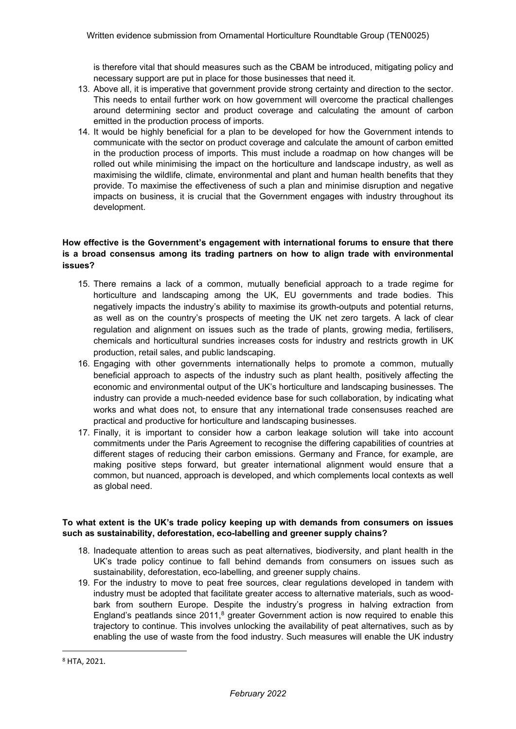is therefore vital that should measures such as the CBAM be introduced, mitigating policy and necessary support are put in place for those businesses that need it.

13. Above all, it is imperative that government provide strong certainty and direction to the sector. This needs to entail further work on how government will overcome the practical challenges around determining sector and product coverage and calculating the amount of carbon emitted in the production process of imports.
14. It would be highly beneficial for a plan to be developed for how the Government intends to communicate with the sector on product coverage and calculate the amount of carbon emitted in the production process of imports. This must include a roadmap on how changes will be rolled out while minimising the impact on the horticulture and landscape industry, as well as maximising the wildlife, climate, environmental and plant and human health benefits that they provide. To maximise the effectiveness of such a plan and minimise disruption and negative impacts on business, it is crucial that the Government engages with industry throughout its development.

**How effective is the Government's engagement with international forums to ensure that there is a broad consensus among its trading partners on how to align trade with environmental issues?**

15. There remains a lack of a common, mutually beneficial approach to a trade regime for horticulture and landscaping among the UK, EU governments and trade bodies. This negatively impacts the industry's ability to maximise its growth-outputs and potential returns, as well as on the country's prospects of meeting the UK net zero targets. A lack of clear regulation and alignment on issues such as the trade of plants, growing media, fertilisers, chemicals and horticultural sundries increases costs for industry and restricts growth in UK production, retail sales, and public landscaping.
16. Engaging with other governments internationally helps to promote a common, mutually beneficial approach to aspects of the industry such as plant health, positively affecting the economic and environmental output of the UK's horticulture and landscaping businesses. The industry can provide a much-needed evidence base for such collaboration, by indicating what works and what does not, to ensure that any international trade consensuses reached are practical and productive for horticulture and landscaping businesses.
17. Finally, it is important to consider how a carbon leakage solution will take into account commitments under the Paris Agreement to recognise the differing capabilities of countries at different stages of reducing their carbon emissions. Germany and France, for example, are making positive steps forward, but greater international alignment would ensure that a common, but nuanced, approach is developed, and which complements local contexts as well as global need.

**To what extent is the UK's trade policy keeping up with demands from consumers on issues such as sustainability, deforestation, eco-labelling and greener supply chains?**

18. Inadequate attention to areas such as peat alternatives, biodiversity, and plant health in the UK's trade policy continue to fall behind demands from consumers on issues such as sustainability, deforestation, eco-labelling, and greener supply chains.
19. For the industry to move to peat free sources, clear regulations developed in tandem with industry must be adopted that facilitate greater access to alternative materials, such as wood-bark from southern Europe. Despite the industry's progress in halving extraction from England's peatlands since 2011,[8] greater Government action is now required to enable this trajectory to continue. This involves unlocking the availability of peat alternatives, such as by enabling the use of waste from the food industry. Such measures will enable the UK industry

[8] HTA, 2021.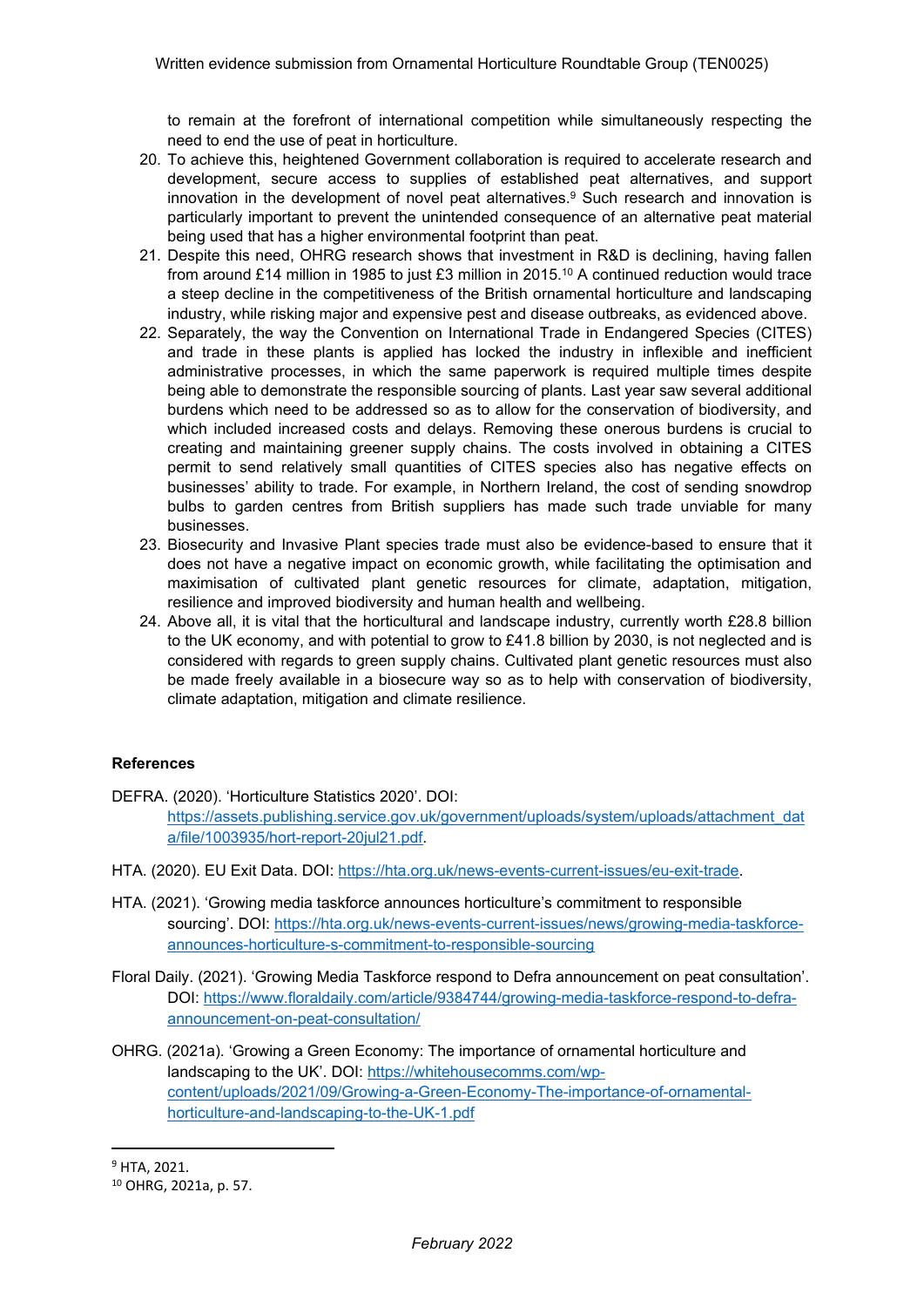to remain at the forefront of international competition while simultaneously respecting the need to end the use of peat in horticulture.

20. To achieve this, heightened Government collaboration is required to accelerate research and development, secure access to supplies of established peat alternatives, and support innovation in the development of novel peat alternatives.[9] Such research and innovation is particularly important to prevent the unintended consequence of an alternative peat material being used that has a higher environmental footprint than peat.
21. Despite this need, OHRG research shows that investment in R&D is declining, having fallen from around £14 million in 1985 to just £3 million in 2015.[10] A continued reduction would trace a steep decline in the competitiveness of the British ornamental horticulture and landscaping industry, while risking major and expensive pest and disease outbreaks, as evidenced above.
22. Separately, the way the Convention on International Trade in Endangered Species (CITES) and trade in these plants is applied has locked the industry in inflexible and inefficient administrative processes, in which the same paperwork is required multiple times despite being able to demonstrate the responsible sourcing of plants. Last year saw several additional burdens which need to be addressed so as to allow for the conservation of biodiversity, and which included increased costs and delays. Removing these onerous burdens is crucial to creating and maintaining greener supply chains. The costs involved in obtaining a CITES permit to send relatively small quantities of CITES species also has negative effects on businesses' ability to trade. For example, in Northern Ireland, the cost of sending snowdrop bulbs to garden centres from British suppliers has made such trade unviable for many businesses.
23. Biosecurity and Invasive Plant species trade must also be evidence-based to ensure that it does not have a negative impact on economic growth, while facilitating the optimisation and maximisation of cultivated plant genetic resources for climate, adaptation, mitigation, resilience and improved biodiversity and human health and wellbeing.
24. Above all, it is vital that the horticultural and landscape industry, currently worth £28.8 billion to the UK economy, and with potential to grow to £41.8 billion by 2030, is not neglected and is considered with regards to green supply chains. Cultivated plant genetic resources must also be made freely available in a biosecure way so as to help with conservation of biodiversity, climate adaptation, mitigation and climate resilience.

**References**

DEFRA. (2020). 'Horticulture Statistics 2020'. DOI: https://assets.publishing.service.gov.uk/government/uploads/system/uploads/attachment_data/file/1003935/hort-report-20jul21.pdf.

HTA. (2020). EU Exit Data. DOI: https://hta.org.uk/news-events-current-issues/eu-exit-trade.

HTA. (2021). 'Growing media taskforce announces horticulture's commitment to responsible sourcing'. DOI: https://hta.org.uk/news-events-current-issues/news/growing-media-taskforce-announces-horticulture-s-commitment-to-responsible-sourcing

Floral Daily. (2021). 'Growing Media Taskforce respond to Defra announcement on peat consultation'. DOI: https://www.floraldaily.com/article/9384744/growing-media-taskforce-respond-to-defra-announcement-on-peat-consultation/

OHRG. (2021a). 'Growing a Green Economy: The importance of ornamental horticulture and landscaping to the UK'. DOI: https://whitehousecomms.com/wp-content/uploads/2021/09/Growing-a-Green-Economy-The-importance-of-ornamental-horticulture-and-landscaping-to-the-UK-1.pdf

[9] HTA, 2021.

[10] OHRG, 2021a, p. 57.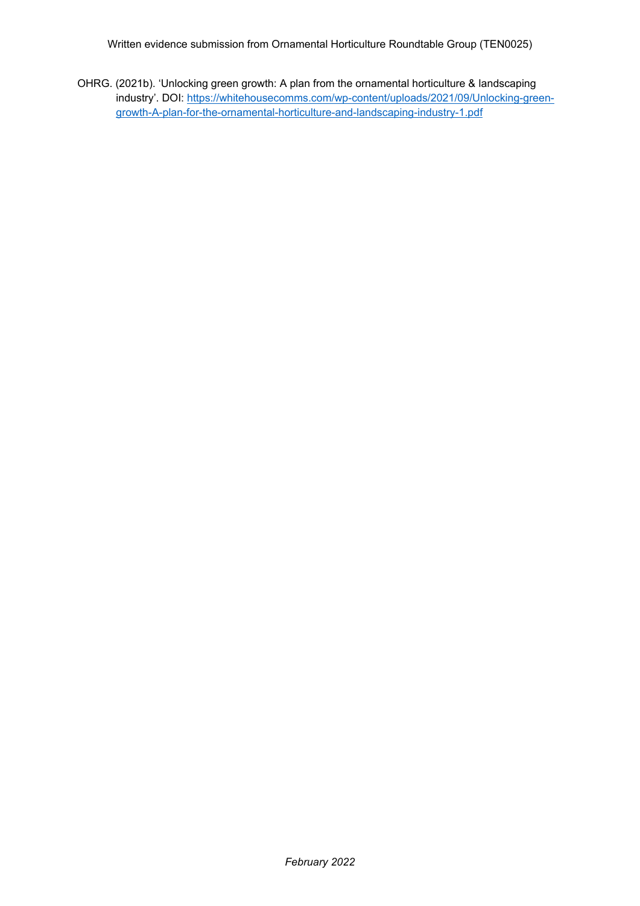OHRG. (2021b). 'Unlocking green growth: A plan from the ornamental horticulture & landscaping industry'. DOI: [https://whitehousecomms.com/wp-content/uploads/2021/09/Unlocking-green-growth-A-plan-for-the-ornamental-horticulture-and-landscaping-industry-1.pdf](https://whitehousecomms.com/wp-content/uploads/2021/09/Unlocking-green-growth-A-plan-for-the-ornamental-horticulture-and-landscaping-industry-1.pdf)

*February 2022*